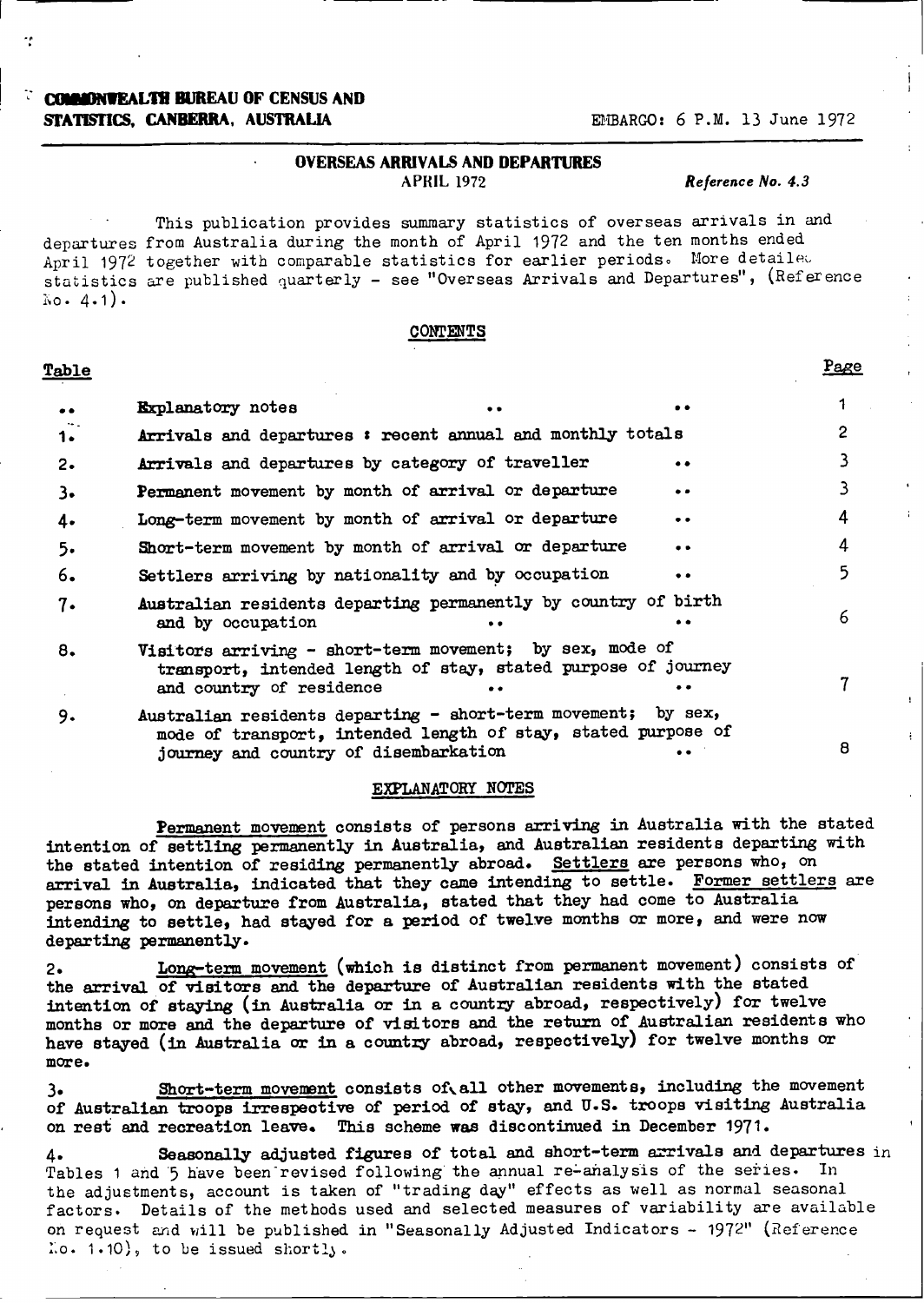**COMMONWEALTH BUREAU OF CENSUS AND STATISTICS, CANBERRA, AUSTRALIA**

EMBARGO: 6 P.M. 13 June 1972

# OVERSEAS ARRIVALS AND DEPARTURES

APRIL 1972

*Reference No. 4.3*

This publication provides summary statistics of overseas arrivals in and departures from Australia during the month of April 1972 and the ten months ended April 1972 together with comparable statistics for earlier periods. More detailed statistics are published quarterly - see "Overseas Arrivals and Departures", (Reference No. 4.1).

## CONTENTS

| Table | | Page |
|---|---|---|
| .. | Explanatory notes | 1 |
| 1. | Arrivals and departures : recent annual and monthly totals | 2 |
| 2. | Arrivals and departures by category of traveller | 3 |
| 3. | Permanent movement by month of arrival or departure | 3 |
| 4. | Long-term movement by month of arrival or departure | 4 |
| 5. | Short-term movement by month of arrival or departure | 4 |
| 6. | Settlers arriving by nationality and by occupation | 5 |
| 7. | Australian residents departing permanently by country of birth and by occupation | 6 |
| 8. | Visitors arriving - short-term movement; by sex, mode of transport, intended length of stay, stated purpose of journey and country of residence | 7 |
| 9. | Australian residents departing - short-term movement; by sex, mode of transport, intended length of stay, stated purpose of journey and country of disembarkation | 8 |

## EXPLANATORY NOTES

<u>Permanent movement</u> consists of persons arriving in Australia with the stated intention of settling permanently in Australia, and Australian residents departing with the stated intention of residing permanently abroad. <u>Settlers</u> are persons who, on arrival in Australia, indicated that they came intending to settle. <u>Former settlers</u> are persons who, on departure from Australia, stated that they had come to Australia intending to settle, had stayed for a period of twelve months or more, and were now departing permanently.

2. <u>Long-term movement</u> (which is distinct from permanent movement) consists of the arrival of visitors and the departure of Australian residents with the stated intention of staying (in Australia or in a country abroad, respectively) for twelve months or more and the departure of visitors and the return of Australian residents who have stayed (in Australia or in a country abroad, respectively) for twelve months or more.

3. <u>Short-term movement</u> consists of all other movements, including the movement of Australian troops irrespective of period of stay, and U.S. troops visiting Australia on rest and recreation leave. This scheme was discontinued in December 1971.

4. Seasonally adjusted figures of total and short-term arrivals and departures in Tables 1 and 5 have been revised following the annual re-analysis of the series. In the adjustments, account is taken of "trading day" effects as well as normal seasonal factors. Details of the methods used and selected measures of variability are available on request and will be published in "Seasonally Adjusted Indicators - 1972" (Reference No. 1.10), to be issued shortly.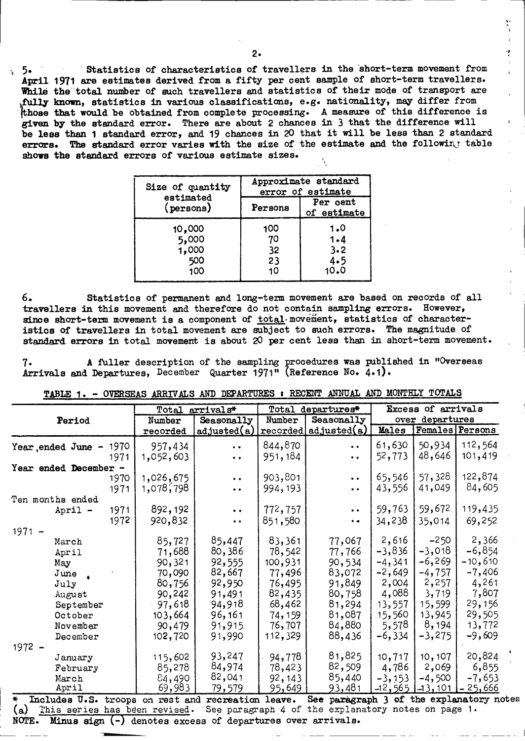5. Statistics of characteristics of travellers in the short-term movement from April 1971 are estimates derived from a fifty per cent sample of short-term travellers. While the total number of such travellers and statistics of their mode of transport are fully known, statistics in various classifications, e.g. nationality, may differ from those that would be obtained from complete processing. A measure of this difference is given by the standard error. There are about 2 chances in 3 that the difference will be less than 1 standard error, and 19 chances in 20 that it will be less than 2 standard errors. The standard error varies with the size of the estimate and the following table shows the standard errors of various estimate sizes.

| Size of quantity estimated (persons) | Approximate standard error of estimate | |
|---|---|---|
| | Persons | Per cent of estimate |
| 10,000 | 100 | 1.0 |
| 5,000 | 70 | 1.4 |
| 1,000 | 32 | 3.2 |
| 500 | 23 | 4.5 |
| 100 | 10 | 10.0 |

6. Statistics of permanent and long-term movement are based on records of all travellers in this movement and therefore do not contain sampling errors. However, since short-term movement is a component of total movement, statistics of characteristics of travellers in total movement are subject to such errors. The magnitude of standard errors in total movement is about 20 per cent less than in short-term movement.

7. A fuller description of the sampling procedures was published in "Overseas Arrivals and Departures, December Quarter 1971" (Reference No. 4.1).

## TABLE 1. - OVERSEAS ARRIVALS AND DEPARTURES : RECENT ANNUAL AND MONTHLY TOTALS

| Period | Total arrivals* | | Total departures* | | Excess of arrivals over departures | | |
|---|---|---|---|---|---|---|---|
| | Number recorded | Seasonally adjusted(a) | Number recorded | Seasonally adjusted(a) | Males | Females | Persons |
| Year ended June - 1970 | 957,434 | .. | 844,870 | .. | 61,630 | 50,934 | 112,564 |
| 1971 | 1,052,603 | .. | 951,184 | .. | 52,773 | 48,646 | 101,419 |
| Year ended December - 1970 | 1,026,675 | .. | 903,801 | .. | 65,546 | 57,328 | 122,874 |
| 1971 | 1,078,798 | .. | 994,193 | .. | 43,556 | 41,049 | 84,605 |
| Ten months ended April - 1971 | 892,192 | .. | 772,757 | .. | 59,763 | 59,672 | 119,435 |
| 1972 | 920,832 | .. | 851,580 | .. | 34,238 | 35,014 | 69,252 |
| 1971 - | | | | | | | |
| March | 85,727 | 85,447 | 83,361 | 77,067 | 2,616 | -250 | 2,366 |
| April | 71,688 | 80,386 | 78,542 | 77,766 | -3,836 | -3,018 | -6,854 |
| May | 90,321 | 92,555 | 100,931 | 90,534 | -4,341 | -6,269 | -10,610 |
| June | 70,090 | 82,667 | 77,496 | 83,072 | -2,649 | -4,757 | -7,406 |
| July | 80,756 | 92,950 | 76,495 | 91,849 | 2,004 | 2,257 | 4,261 |
| August | 90,242 | 91,491 | 82,435 | 80,758 | 4,088 | 3,719 | 7,807 |
| September | 97,618 | 94,918 | 68,462 | 81,294 | 13,557 | 15,599 | 29,156 |
| October | 103,664 | 96,161 | 74,159 | 81,087 | 15,560 | 13,945 | 29,505 |
| November | 90,479 | 91,915 | 76,707 | 84,880 | 5,578 | 8,194 | 13,772 |
| December | 102,720 | 91,990 | 112,329 | 88,436 | -6,334 | -3,275 | -9,609 |
| 1972 - | | | | | | | |
| January | 115,602 | 93,247 | 94,778 | 81,825 | 10,717 | 10,107 | 20,824 |
| February | 85,278 | 84,974 | 78,423 | 82,509 | 4,786 | 2,069 | 6,855 |
| March | 84,490 | 82,041 | 92,143 | 85,440 | -3,153 | -4,500 | -7,653 |
| April | 69,983 | 79,579 | 95,649 | 93,481 | -12,565 | -13,101 | -25,666 |

\* Includes U.S. troops on rest and recreation leave. See paragraph 3 of the explanatory notes
(a) This series has been revised. See paragraph 4 of the explanatory notes on page 1.
NOTE. Minus sign (-) denotes excess of departures over arrivals.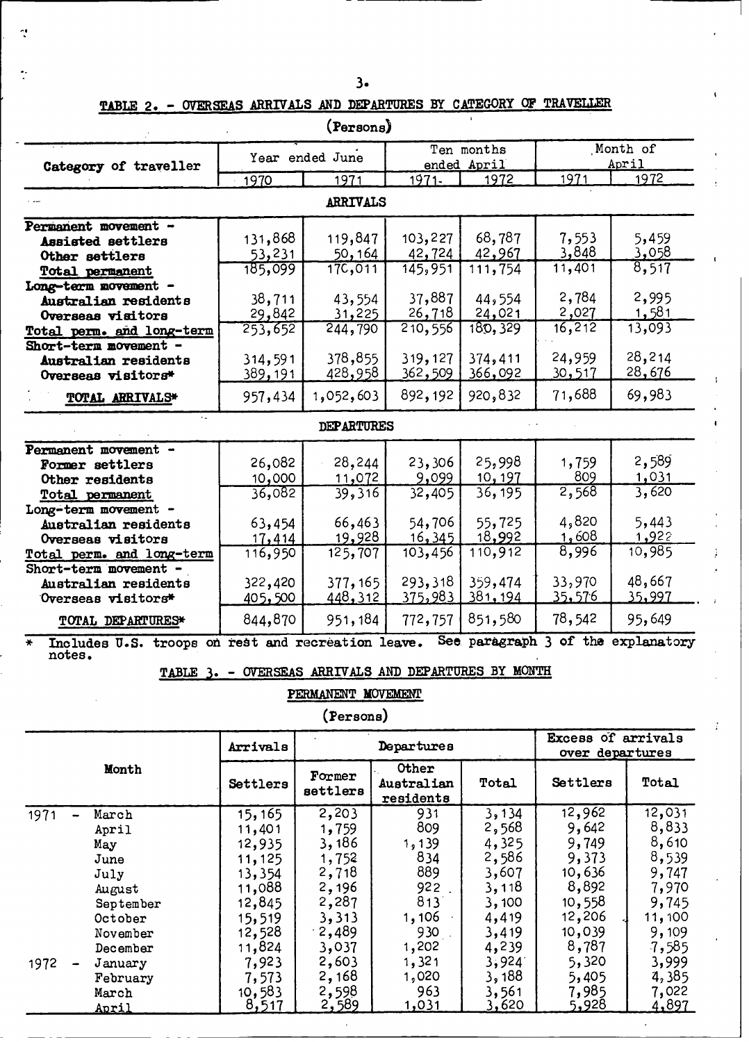## TABLE 2. - OVERSEAS ARRIVALS AND DEPARTURES BY CATEGORY OF TRAVELLER

(Persons)

| Category of traveller | Year ended June | | Ten months ended April | | Month of April | |
|---|---|---|---|---|---|---|
| | 1970 | 1971 | 1971 | 1972 | 1971 | 1972 |
| **ARRIVALS** | | | | | | |
| Permanent movement - | | | | | | |
| Assisted settlers | 131,868 | 119,847 | 103,227 | 68,787 | 7,553 | 5,459 |
| Other settlers | 53,231 | 50,164 | 42,724 | 42,967 | 3,848 | 3,058 |
| Total permanent | 185,099 | 170,011 | 145,951 | 111,754 | 11,401 | 8,517 |
| Long-term movement - | | | | | | |
| Australian residents | 38,711 | 43,554 | 37,887 | 44,554 | 2,784 | 2,995 |
| Overseas visitors | 29,842 | 31,225 | 26,718 | 24,021 | 2,027 | 1,581 |
| Total perm. and long-term | 253,652 | 244,790 | 210,556 | 180,329 | 16,212 | 13,093 |
| Short-term movement - | | | | | | |
| Australian residents | 314,591 | 378,855 | 319,127 | 374,411 | 24,959 | 28,214 |
| Overseas visitors* | 389,191 | 428,958 | 362,509 | 366,092 | 30,517 | 28,676 |
| TOTAL ARRIVALS* | 957,434 | 1,052,603 | 892,192 | 920,832 | 71,688 | 69,983 |
| **DEPARTURES** | | | | | | |
| Permanent movement - | | | | | | |
| Former settlers | 26,082 | 28,244 | 23,306 | 25,998 | 1,759 | 2,589 |
| Other residents | 10,000 | 11,072 | 9,099 | 10,197 | 809 | 1,031 |
| Total permanent | 36,082 | 39,316 | 32,405 | 36,195 | 2,568 | 3,620 |
| Long-term movement - | | | | | | |
| Australian residents | 63,454 | 66,463 | 54,706 | 55,725 | 4,820 | 5,443 |
| Overseas visitors | 17,414 | 19,928 | 16,345 | 18,992 | 1,608 | 1,922 |
| Total perm. and long-term | 116,950 | 125,707 | 103,456 | 110,912 | 8,996 | 10,985 |
| Short-term movement - | | | | | | |
| Australian residents | 322,420 | 377,165 | 293,318 | 359,474 | 33,970 | 48,667 |
| Overseas visitors* | 405,500 | 448,312 | 375,983 | 381,194 | 35,576 | 35,997 |
| TOTAL DEPARTURES* | 844,870 | 951,184 | 772,757 | 851,580 | 78,542 | 95,649 |

\* Includes U.S. troops on rest and recreation leave. See paragraph 3 of the explanatory notes.

## TABLE 3. - OVERSEAS ARRIVALS AND DEPARTURES BY MONTH

PERMANENT MOVEMENT

(Persons)

| Month | Arrivals | Departures | | | Excess of arrivals over departures | |
|---|---|---|---|---|---|---|
| | Settlers | Former settlers | Other Australian residents | Total | Settlers | Total |
| 1971 - March | 15,165 | 2,203 | 931 | 3,134 | 12,962 | 12,031 |
| April | 11,401 | 1,759 | 809 | 2,568 | 9,642 | 8,833 |
| May | 12,935 | 3,186 | 1,139 | 4,325 | 9,749 | 8,610 |
| June | 11,125 | 1,752 | 834 | 2,586 | 9,373 | 8,539 |
| July | 13,354 | 2,718 | 889 | 3,607 | 10,636 | 9,747 |
| August | 11,088 | 2,196 | 922 | 3,118 | 8,892 | 7,970 |
| September | 12,845 | 2,287 | 813 | 3,100 | 10,558 | 9,745 |
| October | 15,519 | 3,313 | 1,106 | 4,419 | 12,206 | 11,100 |
| November | 12,528 | 2,489 | 930 | 3,419 | 10,039 | 9,109 |
| December | 11,824 | 3,037 | 1,202 | 4,239 | 8,787 | 7,585 |
| 1972 - January | 7,923 | 2,603 | 1,321 | 3,924 | 5,320 | 3,999 |
| February | 7,573 | 2,168 | 1,020 | 3,188 | 5,405 | 4,385 |
| March | 10,583 | 2,598 | 963 | 3,561 | 7,985 | 7,022 |
| April | 8,517 | 2,589 | 1,031 | 3,620 | 5,928 | 4,897 |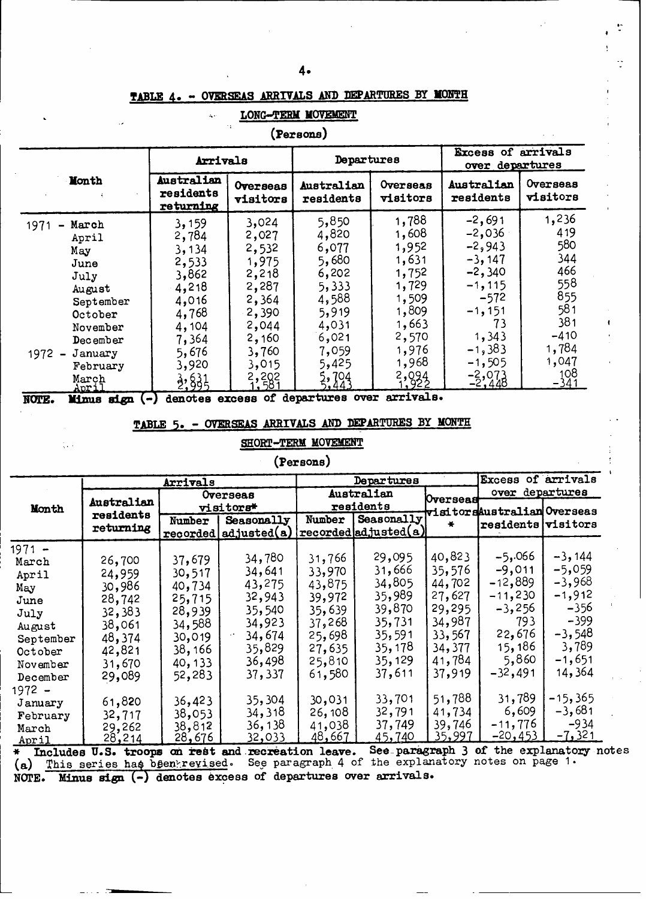## TABLE 4. - OVERSEAS ARRIVALS AND DEPARTURES BY MONTH

### LONG-TERM MOVEMENT

(Persons)

| Month | Arrivals | | Departures | | Excess of arrivals over departures | |
|---|---|---|---|---|---|---|
| | Australian residents returning | Overseas visitors | Australian residents | Overseas visitors | Australian residents | Overseas visitors |
| 1971 - March | 3,159 | 3,024 | 5,850 | 1,788 | -2,691 | 1,236 |
| April | 2,784 | 2,027 | 4,820 | 1,608 | -2,036 | 419 |
| May | 3,134 | 2,532 | 6,077 | 1,952 | -2,943 | 580 |
| June | 2,533 | 1,975 | 5,680 | 1,631 | -3,147 | 344 |
| July | 3,862 | 2,218 | 6,202 | 1,752 | -2,340 | 466 |
| August | 4,218 | 2,287 | 5,333 | 1,729 | -1,115 | 558 |
| September | 4,016 | 2,364 | 4,588 | 1,509 | -572 | 855 |
| October | 4,768 | 2,390 | 5,919 | 1,809 | -1,151 | 581 |
| November | 4,104 | 2,044 | 4,031 | 1,663 | 73 | 381 |
| December | 7,364 | 2,160 | 6,021 | 2,570 | 1,343 | -410 |
| 1972 - January | 5,676 | 3,760 | 7,059 | 1,976 | -1,383 | 1,784 |
| February | 3,920 | 3,015 | 5,425 | 1,968 | -1,505 | 1,047 |
| March | 3,631 | 2,202 | 5,704 | 2,094 | -2,073 | 108 |
| April | 2,995 | 1,581 | 5,443 | 1,922 | -2,448 | -341 |

NOTE. Minus sign (-) denotes excess of departures over arrivals.

## TABLE 5. - OVERSEAS ARRIVALS AND DEPARTURES BY MONTH

### SHORT-TERM MOVEMENT

(Persons)

| Month | Arrivals | | | Departures | | | Excess of arrivals over departures | |
|---|---|---|---|---|---|---|---|---|
| | Australian residents returning | Overseas visitors* | | Australian residents | | Overseas visitors * | Australian residents | Overseas visitors |
| | | Number recorded | Seasonally adjusted(a) | Number recorded | Seasonally adjusted(a) | | | |
| 1971 - March | 26,700 | 37,679 | 34,780 | 31,766 | 29,095 | 40,823 | -5,066 | -3,144 |
| April | 24,959 | 30,517 | 34,641 | 33,970 | 31,666 | 35,576 | -9,011 | -5,059 |
| May | 30,986 | 40,734 | 43,275 | 43,875 | 34,805 | 44,702 | -12,889 | -3,968 |
| June | 28,742 | 25,715 | 32,943 | 39,972 | 35,989 | 27,627 | -11,230 | -1,912 |
| July | 32,383 | 28,939 | 35,540 | 35,639 | 39,870 | 29,295 | -3,256 | -356 |
| August | 38,061 | 34,588 | 34,923 | 37,268 | 35,731 | 34,987 | 793 | -399 |
| September | 48,374 | 30,019 | 34,674 | 25,698 | 35,591 | 33,567 | 22,676 | -3,548 |
| October | 42,821 | 38,166 | 35,829 | 27,635 | 35,178 | 34,377 | 15,186 | 3,789 |
| November | 31,670 | 40,133 | 36,498 | 25,810 | 35,129 | 41,784 | 5,860 | -1,651 |
| December | 29,089 | 52,283 | 37,337 | 61,580 | 37,611 | 37,919 | -32,491 | 14,364 |
| 1972 - January | 61,820 | 36,423 | 35,304 | 30,031 | 33,701 | 51,788 | 31,789 | -15,365 |
| February | 32,717 | 38,053 | 34,318 | 26,108 | 32,791 | 41,734 | 6,609 | -3,681 |
| March | 29,262 | 38,812 | 36,138 | 41,038 | 37,749 | 39,746 | -11,776 | -934 |
| April | 28,214 | 28,676 | 32,033 | 48,667 | 45,740 | 35,997 | -20,453 | -7,321 |

\* Includes U.S. troops on rest and recreation leave. See paragraph 3 of the explanatory notes

(a) This series has been revised. See paragraph 4 of the explanatory notes on page 1.

NOTE. Minus sign (-) denotes excess of departures over arrivals.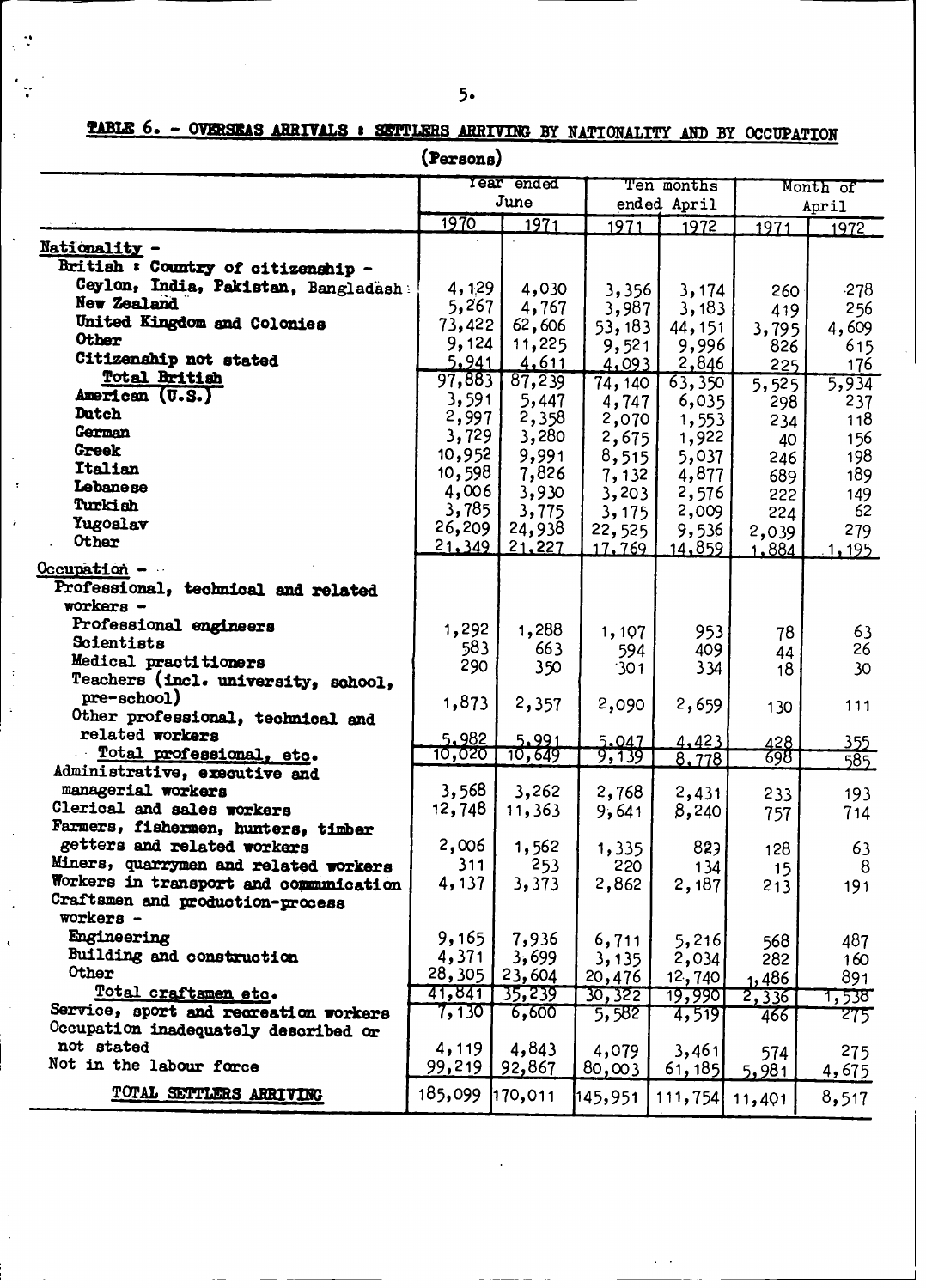## TABLE 6. - OVERSEAS ARRIVALS : SETTLERS ARRIVING BY NATIONALITY AND BY OCCUPATION

(Persons)

| | Year ended June | | Ten months ended April | | Month of April | |
|---|---|---|---|---|---|---|
| | 1970 | 1971 | 1971 | 1972 | 1971 | 1972 |
| **Nationality -** | | | | | | |
| British : Country of citizenship - | | | | | | |
| Ceylon, India, Pakistan, Bangladash | 4,129 | 4,030 | 3,356 | 3,174 | 260 | 278 |
| New Zealand | 5,267 | 4,767 | 3,987 | 3,183 | 419 | 256 |
| United Kingdom and Colonies | 73,422 | 62,606 | 53,183 | 44,151 | 3,795 | 4,609 |
| Other | 9,124 | 11,225 | 9,521 | 9,996 | 826 | 615 |
| Citizenship not stated | 5,941 | 4,611 | 4,093 | 2,846 | 225 | 176 |
| Total British | 97,883 | 87,239 | 74,140 | 63,350 | 5,525 | 5,934 |
| American (U.S.) | 3,591 | 5,447 | 4,747 | 6,035 | 298 | 237 |
| Dutch | 2,997 | 2,358 | 2,070 | 1,553 | 234 | 118 |
| German | 3,729 | 3,280 | 2,675 | 1,922 | 40 | 156 |
| Greek | 10,952 | 9,991 | 8,515 | 5,037 | 246 | 198 |
| Italian | 10,598 | 7,826 | 7,132 | 4,877 | 689 | 189 |
| Lebanese | 4,006 | 3,930 | 3,203 | 2,576 | 222 | 149 |
| Turkish | 3,785 | 3,775 | 3,175 | 2,009 | 224 | 62 |
| Yugoslav | 26,209 | 24,938 | 22,525 | 9,536 | 2,039 | 279 |
| Other | 21,349 | 21,227 | 17,769 | 14,859 | 1,884 | 1,195 |
| **Occupation -** | | | | | | |
| Professional, technical and related workers - | | | | | | |
| Professional engineers | 1,292 | 1,288 | 1,107 | 953 | 78 | 63 |
| Scientists | 583 | 663 | 594 | 409 | 44 | 26 |
| Medical practitioners | 290 | 350 | 301 | 334 | 18 | 30 |
| Teachers (incl. university, school, pre-school) | 1,873 | 2,357 | 2,090 | 2,659 | 130 | 111 |
| Other professional, technical and related workers | 5,982 | 5,991 | 5,047 | 4,423 | 428 | 355 |
| Total professional, etc. | 10,020 | 10,649 | 9,139 | 8,778 | 698 | 585 |
| Administrative, executive and managerial workers | 3,568 | 3,262 | 2,768 | 2,431 | 233 | 193 |
| Clerical and sales workers | 12,748 | 11,363 | 9,641 | 8,240 | 757 | 714 |
| Farmers, fishermen, hunters, timber getters and related workers | 2,006 | 1,562 | 1,335 | 823 | 128 | 63 |
| Miners, quarrymen and related workers | 311 | 253 | 220 | 134 | 15 | 8 |
| Workers in transport and communication | 4,137 | 3,373 | 2,862 | 2,187 | 213 | 191 |
| Craftsmen and production-process workers - | | | | | | |
| Engineering | 9,165 | 7,936 | 6,711 | 5,216 | 568 | 487 |
| Building and construction | 4,371 | 3,699 | 3,135 | 2,034 | 282 | 160 |
| Other | 28,305 | 23,604 | 20,476 | 12,740 | 1,486 | 891 |
| Total craftsmen etc. | 41,841 | 35,239 | 30,322 | 19,990 | 2,336 | 1,538 |
| Service, sport and recreation workers | 7,130 | 6,600 | 5,582 | 4,519 | 466 | 275 |
| Occupation inadequately described or not stated | 4,119 | 4,843 | 4,079 | 3,461 | 574 | 275 |
| Not in the labour force | 99,219 | 92,867 | 80,003 | 61,185 | 5,981 | 4,675 |
| TOTAL SETTLERS ARRIVING | 185,099 | 170,011 | 145,951 | 111,754 | 11,401 | 8,517 |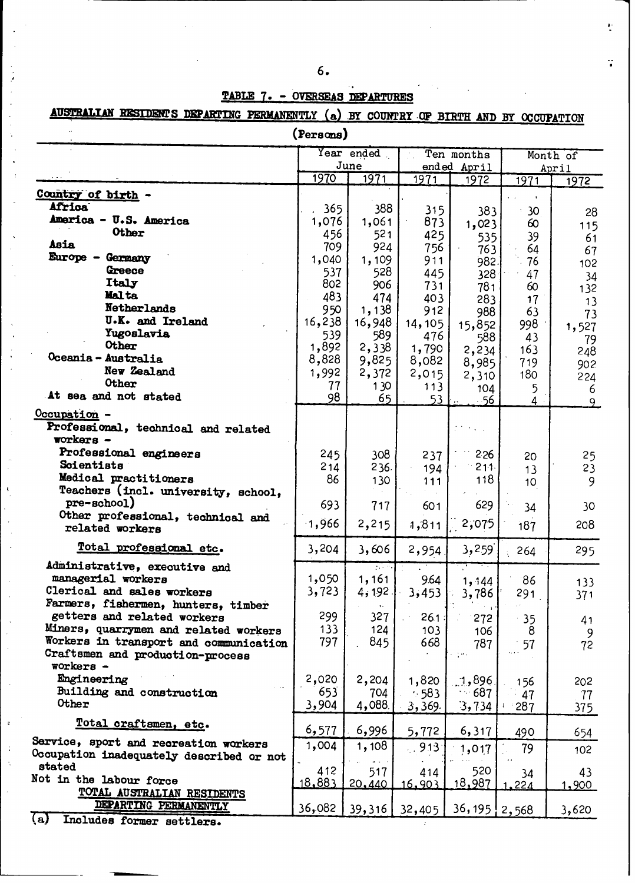## TABLE 7. - OVERSEAS DEPARTURES

### AUSTRALIAN RESIDENTS DEPARTING PERMANENTLY (a) BY COUNTRY OF BIRTH AND BY OCCUPATION

(Persons)

| | Year ended June | | Ten months ended April | | Month of April | |
|---|---|---|---|---|---|---|
| | 1970 | 1971 | 1971 | 1972 | 1971 | 1972 |
| **Country of birth -** | | | | | | |
| **Africa** | 365 | 388 | 315 | 383 | 30 | 28 |
| **America - U.S. America** | 1,076 | 1,061 | 873 | 1,023 | 60 | 115 |
| **Other** | 456 | 521 | 425 | 535 | 39 | 61 |
| **Asia** | 709 | 924 | 756 | 763 | 64 | 67 |
| **Europe - Germany** | 1,040 | 1,109 | 911 | 982 | 76 | 102 |
| **Greece** | 537 | 528 | 445 | 328 | 47 | 34 |
| **Italy** | 802 | 906 | 731 | 781 | 60 | 132 |
| **Malta** | 483 | 474 | 403 | 283 | 17 | 13 |
| **Netherlands** | 950 | 1,138 | 912 | 988 | 63 | 73 |
| **U.K. and Ireland** | 16,238 | 16,948 | 14,105 | 15,852 | 998 | 1,527 |
| **Yugoslavia** | 539 | 589 | 476 | 588 | 43 | 79 |
| **Other** | 1,892 | 2,338 | 1,790 | 2,234 | 163 | 248 |
| **Oceania - Australia** | 8,828 | 9,825 | 8,082 | 8,985 | 719 | 902 |
| **New Zealand** | 1,992 | 2,372 | 2,015 | 2,310 | 180 | 224 |
| **Other** | 77 | 130 | 113 | 104 | 5 | 6 |
| **At sea and not stated** | 98 | 65 | 53 | 56 | 4 | 9 |
| Occupation - | | | | | | |
| Professional, technical and related workers - | | | | | | |
| Professional engineers | 245 | 308 | 237 | 226 | 20 | 25 |
| Scientists | 214 | 236 | 194 | 211 | 13 | 23 |
| Medical practitioners | 86 | 130 | 111 | 118 | 10 | 9 |
| Teachers (incl. university, school, pre-school) | 693 | 717 | 601 | 629 | 34 | 30 |
| Other professional, technical and related workers | 1,966 | 2,215 | 1,811 | 2,075 | 187 | 208 |
| Total professional etc. | 3,204 | 3,606 | 2,954 | 3,259 | 264 | 295 |
| Administrative, executive and managerial workers | 1,050 | 1,161 | 964 | 1,144 | 86 | 133 |
| Clerical and sales workers | 3,723 | 4,192 | 3,453 | 3,786 | 291 | 371 |
| Farmers, fishermen, hunters, timber getters and related workers | 299 | 327 | 261 | 272 | 35 | 41 |
| Miners, quarrymen and related workers | 133 | 124 | 103 | 106 | 8 | 9 |
| Workers in transport and communication | 797 | 845 | 668 | 787 | 57 | 72 |
| Craftsmen and production-process workers - | | | | | | |
| Engineering | 2,020 | 2,204 | 1,820 | 1,896 | 156 | 202 |
| Building and construction | 653 | 704 | 583 | 687 | 47 | 77 |
| Other | 3,904 | 4,088 | 3,369 | 3,734 | 287 | 375 |
| Total craftsmen, etc. | 6,577 | 6,996 | 5,772 | 6,317 | 490 | 654 |
| Service, sport and recreation workers | 1,004 | 1,108 | 913 | 1,017 | 79 | 102 |
| Occupation inadequately described or not stated | 412 | 517 | 414 | 520 | 34 | 43 |
| Not in the labour force | 18,883 | 20,440 | 16,903 | 18,987 | 1,224 | 1,900 |
| TOTAL AUSTRALIAN RESIDENTS DEPARTING PERMANENTLY | 36,082 | 39,316 | 32,405 | 36,195 | 2,568 | 3,620 |

(a) Includes former settlers.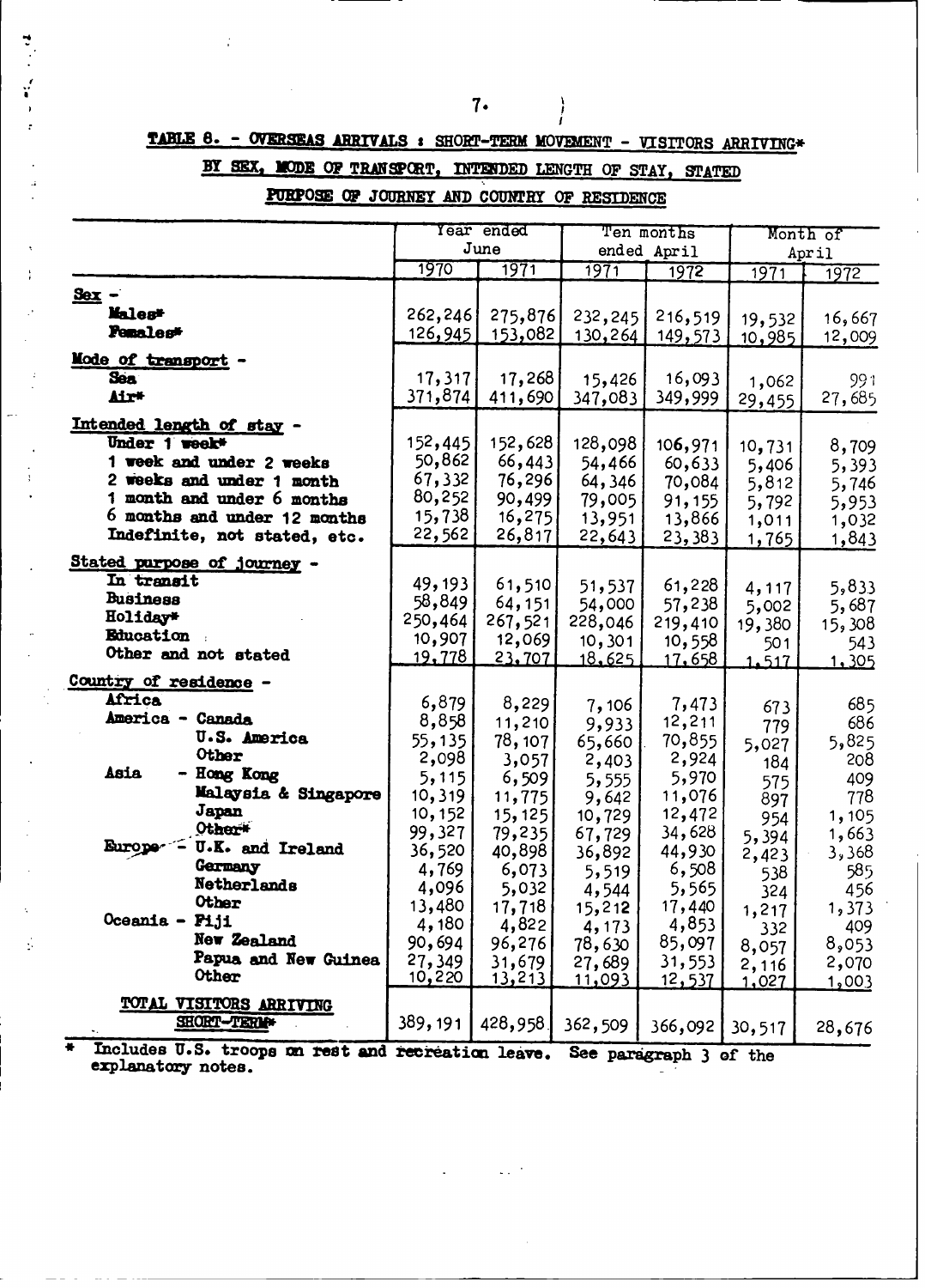## TABLE 8. - OVERSEAS ARRIVALS : SHORT-TERM MOVEMENT - VISITORS ARRIVING* BY SEX, MODE OF TRANSPORT, INTENDED LENGTH OF STAY, STATED PURPOSE OF JOURNEY AND COUNTRY OF RESIDENCE

| | Year ended June | | Ten months ended April | | Month of April | |
|---|---|---|---|---|---|---|
| | 1970 | 1971 | 1971 | 1972 | 1971 | 1972 |
| **Sex -** | | | | | | |
| Males* | 262,246 | 275,876 | 232,245 | 216,519 | 19,532 | 16,667 |
| Females* | 126,945 | 153,082 | 130,264 | 149,573 | 10,985 | 12,009 |
| **Mode of transport -** | | | | | | |
| Sea | 17,317 | 17,268 | 15,426 | 16,093 | 1,062 | 991 |
| Air* | 371,874 | 411,690 | 347,083 | 349,999 | 29,455 | 27,685 |
| **Intended length of stay -** | | | | | | |
| Under 1 week* | 152,445 | 152,628 | 128,098 | 106,971 | 10,731 | 8,709 |
| 1 week and under 2 weeks | 50,862 | 66,443 | 54,466 | 60,633 | 5,406 | 5,393 |
| 2 weeks and under 1 month | 67,332 | 76,296 | 64,346 | 70,084 | 5,812 | 5,746 |
| 1 month and under 6 months | 80,252 | 90,499 | 79,005 | 91,155 | 5,792 | 5,953 |
| 6 months and under 12 months | 15,738 | 16,275 | 13,951 | 13,866 | 1,011 | 1,032 |
| Indefinite, not stated, etc. | 22,562 | 26,817 | 22,643 | 23,383 | 1,765 | 1,843 |
| **Stated purpose of journey -** | | | | | | |
| In transit | 49,193 | 61,510 | 51,537 | 61,228 | 4,117 | 5,833 |
| Business | 58,849 | 64,151 | 54,000 | 57,238 | 5,002 | 5,687 |
| Holiday* | 250,464 | 267,521 | 228,046 | 219,410 | 19,380 | 15,308 |
| Education | 10,907 | 12,069 | 10,301 | 10,558 | 501 | 543 |
| Other and not stated | 19,778 | 23,707 | 18,625 | 17,658 | 1,517 | 1,305 |
| **Country of residence -** | | | | | | |
| Africa | 6,879 | 8,229 | 7,106 | 7,473 | 673 | 685 |
| America - Canada | 8,858 | 11,210 | 9,933 | 12,211 | 779 | 686 |
| U.S. America | 55,135 | 78,107 | 65,660 | 70,855 | 5,027 | 5,825 |
| Other | 2,098 | 3,057 | 2,403 | 2,924 | 184 | 208 |
| Asia - Hong Kong | 5,115 | 6,509 | 5,555 | 5,970 | 575 | 409 |
| Malaysia & Singapore | 10,319 | 11,775 | 9,642 | 11,076 | 897 | 778 |
| Japan | 10,152 | 15,125 | 10,729 | 12,472 | 954 | 1,105 |
| Other* | 99,327 | 79,235 | 67,729 | 34,628 | 5,394 | 1,663 |
| Europe - U.K. and Ireland | 36,520 | 40,898 | 36,892 | 44,930 | 2,423 | 3,368 |
| Germany | 4,769 | 6,073 | 5,519 | 6,508 | 538 | 585 |
| Netherlands | 4,096 | 5,032 | 4,544 | 5,565 | 324 | 456 |
| Other | 13,480 | 17,718 | 15,212 | 17,440 | 1,217 | 1,373 |
| Oceania - Fiji | 4,180 | 4,822 | 4,173 | 4,853 | 332 | 409 |
| New Zealand | 90,694 | 96,276 | 78,630 | 85,097 | 8,057 | 8,053 |
| Papua and New Guinea | 27,349 | 31,679 | 27,689 | 31,553 | 2,116 | 2,070 |
| Other | 10,220 | 13,213 | 11,093 | 12,537 | 1,027 | 1,003 |
| **TOTAL VISITORS ARRIVING SHORT-TERM*** | 389,191 | 428,958 | 362,509 | 366,092 | 30,517 | 28,676 |

\* Includes U.S. troops on rest and recreation leave. See paragraph 3 of the explanatory notes.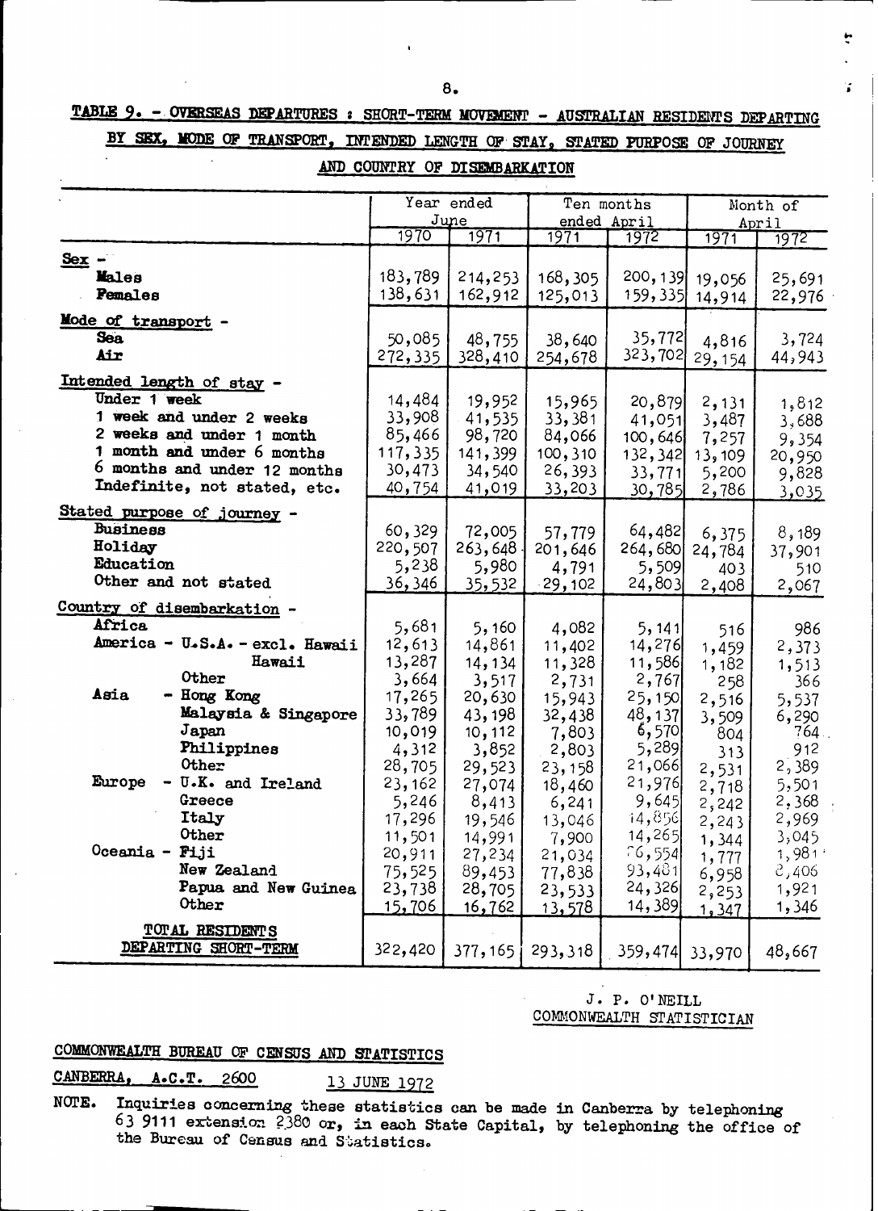**TABLE 9. - OVERSEAS DEPARTURES : SHORT-TERM MOVEMENT - AUSTRALIAN RESIDENTS DEPARTING BY SEX, MODE OF TRANSPORT, INTENDED LENGTH OF STAY, STATED PURPOSE OF JOURNEY AND COUNTRY OF DISEMBARKATION**

| | Year ended June | | Ten months ended April | | Month of April | |
|---|---|---|---|---|---|---|
| | 1970 | 1971 | 1971 | 1972 | 1971 | 1972 |
| **Sex -** | | | | | | |
| Males | 183,789 | 214,253 | 168,305 | 200,139 | 19,056 | 25,691 |
| Females | 138,631 | 162,912 | 125,013 | 159,335 | 14,914 | 22,976 |
| **Mode of transport -** | | | | | | |
| Sea | 50,085 | 48,755 | 38,640 | 35,772 | 4,816 | 3,724 |
| Air | 272,335 | 328,410 | 254,678 | 323,702 | 29,154 | 44,943 |
| **Intended length of stay -** | | | | | | |
| Under 1 week | 14,484 | 19,952 | 15,965 | 20,879 | 2,131 | 1,812 |
| 1 week and under 2 weeks | 33,908 | 41,535 | 33,381 | 41,051 | 3,487 | 3,688 |
| 2 weeks and under 1 month | 85,466 | 98,720 | 84,066 | 100,646 | 7,257 | 9,354 |
| 1 month and under 6 months | 117,335 | 141,399 | 100,310 | 132,342 | 13,109 | 20,950 |
| 6 months and under 12 months | 30,473 | 34,540 | 26,393 | 33,771 | 5,200 | 9,828 |
| Indefinite, not stated, etc. | 40,754 | 41,019 | 33,203 | 30,785 | 2,786 | 3,035 |
| **Stated purpose of journey -** | | | | | | |
| Business | 60,329 | 72,005 | 57,779 | 64,482 | 6,375 | 8,189 |
| Holiday | 220,507 | 263,648 | 201,646 | 264,680 | 24,784 | 37,901 |
| Education | 5,238 | 5,980 | 4,791 | 5,509 | 403 | 510 |
| Other and not stated | 36,346 | 35,532 | 29,102 | 24,803 | 2,408 | 2,067 |
| **Country of disembarkation -** | | | | | | |
| Africa | 5,681 | 5,160 | 4,082 | 5,141 | 516 | 986 |
| America - U.S.A. - excl. Hawaii | 12,613 | 14,861 | 11,402 | 14,276 | 1,459 | 2,373 |
| Hawaii | 13,287 | 14,134 | 11,328 | 11,586 | 1,182 | 1,513 |
| Other | 3,664 | 3,517 | 2,731 | 2,767 | 258 | 366 |
| Asia - Hong Kong | 17,265 | 20,630 | 15,943 | 25,150 | 2,516 | 5,537 |
| Malaysia & Singapore | 33,789 | 43,198 | 32,438 | 48,137 | 3,509 | 6,290 |
| Japan | 10,019 | 10,112 | 7,803 | 6,570 | 804 | 764 |
| Philippines | 4,312 | 3,852 | 2,803 | 5,289 | 313 | 912 |
| Other | 28,705 | 29,523 | 23,158 | 21,066 | 2,531 | 2,389 |
| Europe - U.K. and Ireland | 23,162 | 27,074 | 18,460 | 21,976 | 2,718 | 5,501 |
| Greece | 5,246 | 8,413 | 6,241 | 9,645 | 2,242 | 2,368 |
| Italy | 17,296 | 19,546 | 13,046 | 14,856 | 2,243 | 2,969 |
| Other | 11,501 | 14,991 | 7,900 | 14,265 | 1,344 | 3,045 |
| Oceania - Fiji | 20,911 | 27,234 | 21,034 | 26,554 | 1,777 | 1,981 |
| New Zealand | 75,525 | 89,453 | 77,838 | 93,481 | 6,958 | 8,406 |
| Papua and New Guinea | 23,738 | 28,705 | 23,533 | 24,326 | 2,253 | 1,921 |
| Other | 15,706 | 16,762 | 13,578 | 14,389 | 1,347 | 1,346 |
| **TOTAL RESIDENTS DEPARTING SHORT-TERM** | 322,420 | 377,165 | 293,318 | 359,474 | 33,970 | 48,667 |

J. P. O'NEILL
COMMONWEALTH STATISTICIAN

COMMONWEALTH BUREAU OF CENSUS AND STATISTICS

CANBERRA, A.C.T. 2600 13 JUNE 1972

NOTE. Inquiries concerning these statistics can be made in Canberra by telephoning 63 9111 extension 2380 or, in each State Capital, by telephoning the office of the Bureau of Census and Statistics.